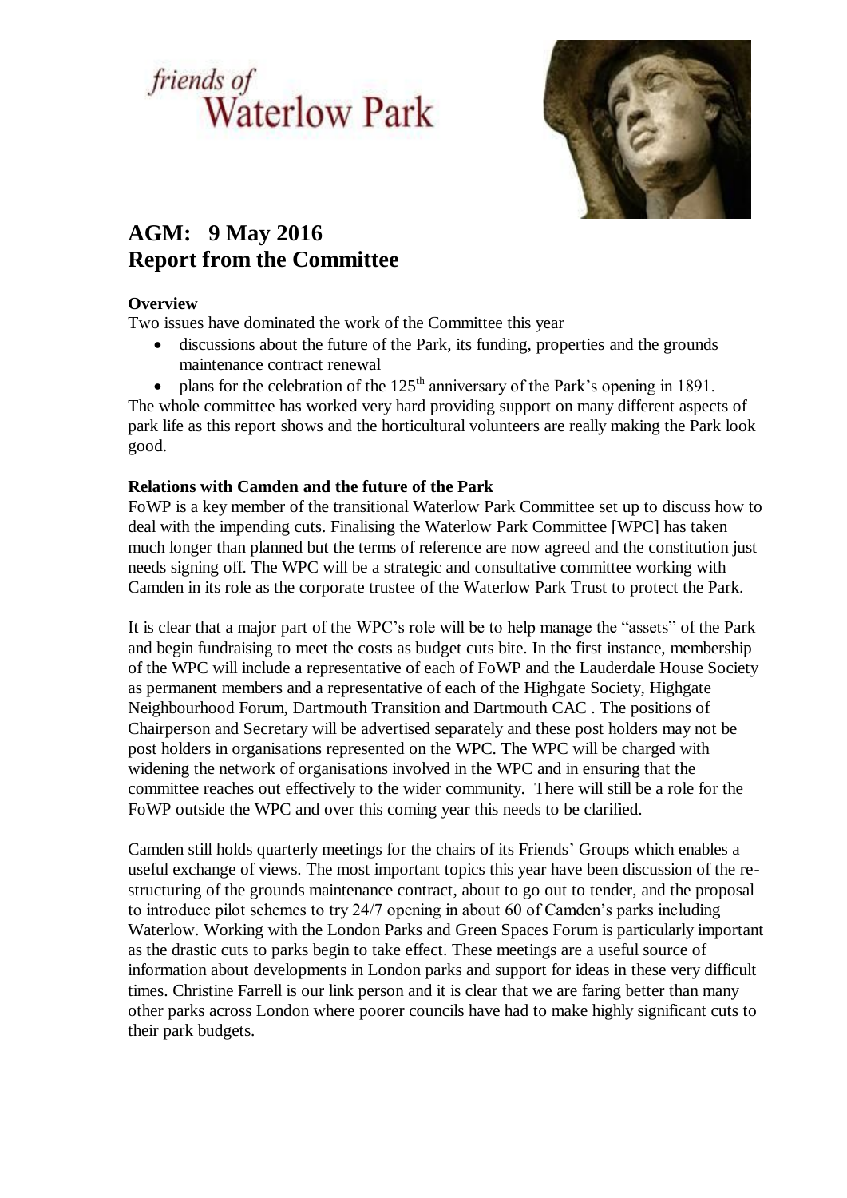friends of
Waterlow Park

# AGM: 9 May 2016
# Report from the Committee

**Overview**

Two issues have dominated the work of the Committee this year

- discussions about the future of the Park, its funding, properties and the grounds maintenance contract renewal
- plans for the celebration of the 125th anniversary of the Park's opening in 1891.

The whole committee has worked very hard providing support on many different aspects of park life as this report shows and the horticultural volunteers are really making the Park look good.

**Relations with Camden and the future of the Park**

FoWP is a key member of the transitional Waterlow Park Committee set up to discuss how to deal with the impending cuts. Finalising the Waterlow Park Committee [WPC] has taken much longer than planned but the terms of reference are now agreed and the constitution just needs signing off. The WPC will be a strategic and consultative committee working with Camden in its role as the corporate trustee of the Waterlow Park Trust to protect the Park.

It is clear that a major part of the WPC's role will be to help manage the "assets" of the Park and begin fundraising to meet the costs as budget cuts bite. In the first instance, membership of the WPC will include a representative of each of FoWP and the Lauderdale House Society as permanent members and a representative of each of the Highgate Society, Highgate Neighbourhood Forum, Dartmouth Transition and Dartmouth CAC . The positions of Chairperson and Secretary will be advertised separately and these post holders may not be post holders in organisations represented on the WPC. The WPC will be charged with widening the network of organisations involved in the WPC and in ensuring that the committee reaches out effectively to the wider community. There will still be a role for the FoWP outside the WPC and over this coming year this needs to be clarified.

Camden still holds quarterly meetings for the chairs of its Friends' Groups which enables a useful exchange of views. The most important topics this year have been discussion of the re-structuring of the grounds maintenance contract, about to go out to tender, and the proposal to introduce pilot schemes to try 24/7 opening in about 60 of Camden's parks including Waterlow. Working with the London Parks and Green Spaces Forum is particularly important as the drastic cuts to parks begin to take effect. These meetings are a useful source of information about developments in London parks and support for ideas in these very difficult times. Christine Farrell is our link person and it is clear that we are faring better than many other parks across London where poorer councils have had to make highly significant cuts to their park budgets.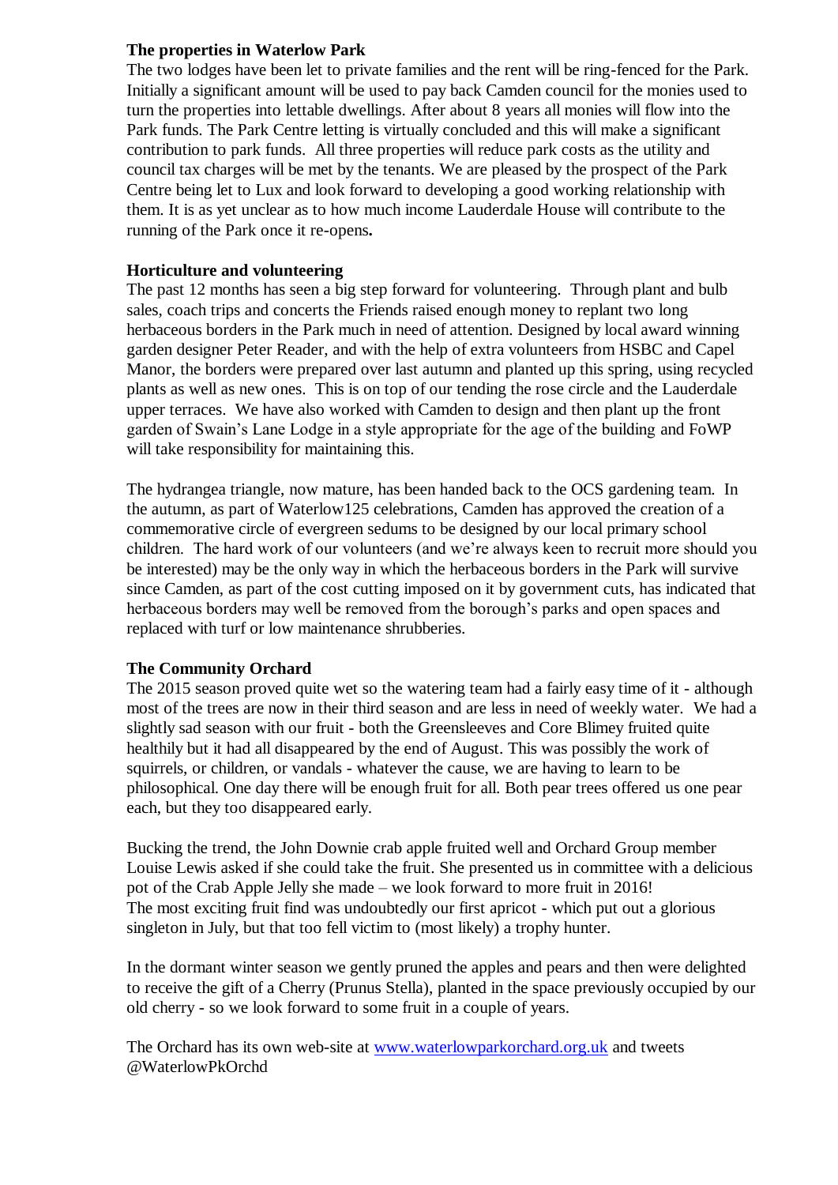**The properties in Waterlow Park**

The two lodges have been let to private families and the rent will be ring-fenced for the Park. Initially a significant amount will be used to pay back Camden council for the monies used to turn the properties into lettable dwellings. After about 8 years all monies will flow into the Park funds. The Park Centre letting is virtually concluded and this will make a significant contribution to park funds. All three properties will reduce park costs as the utility and council tax charges will be met by the tenants. We are pleased by the prospect of the Park Centre being let to Lux and look forward to developing a good working relationship with them. It is as yet unclear as to how much income Lauderdale House will contribute to the running of the Park once it re-opens**.**

**Horticulture and volunteering**

The past 12 months has seen a big step forward for volunteering. Through plant and bulb sales, coach trips and concerts the Friends raised enough money to replant two long herbaceous borders in the Park much in need of attention. Designed by local award winning garden designer Peter Reader, and with the help of extra volunteers from HSBC and Capel Manor, the borders were prepared over last autumn and planted up this spring, using recycled plants as well as new ones. This is on top of our tending the rose circle and the Lauderdale upper terraces. We have also worked with Camden to design and then plant up the front garden of Swain's Lane Lodge in a style appropriate for the age of the building and FoWP will take responsibility for maintaining this.

The hydrangea triangle, now mature, has been handed back to the OCS gardening team. In the autumn, as part of Waterlow125 celebrations, Camden has approved the creation of a commemorative circle of evergreen sedums to be designed by our local primary school children. The hard work of our volunteers (and we're always keen to recruit more should you be interested) may be the only way in which the herbaceous borders in the Park will survive since Camden, as part of the cost cutting imposed on it by government cuts, has indicated that herbaceous borders may well be removed from the borough's parks and open spaces and replaced with turf or low maintenance shrubberies.

**The Community Orchard**

The 2015 season proved quite wet so the watering team had a fairly easy time of it - although most of the trees are now in their third season and are less in need of weekly water. We had a slightly sad season with our fruit - both the Greensleeves and Core Blimey fruited quite healthily but it had all disappeared by the end of August. This was possibly the work of squirrels, or children, or vandals - whatever the cause, we are having to learn to be philosophical. One day there will be enough fruit for all. Both pear trees offered us one pear each, but they too disappeared early.

Bucking the trend, the John Downie crab apple fruited well and Orchard Group member Louise Lewis asked if she could take the fruit. She presented us in committee with a delicious pot of the Crab Apple Jelly she made – we look forward to more fruit in 2016!
The most exciting fruit find was undoubtedly our first apricot - which put out a glorious singleton in July, but that too fell victim to (most likely) a trophy hunter.

In the dormant winter season we gently pruned the apples and pears and then were delighted to receive the gift of a Cherry (Prunus Stella), planted in the space previously occupied by our old cherry - so we look forward to some fruit in a couple of years.

The Orchard has its own web-site at [www.waterlowparkorchard.org.uk](http://www.waterlowparkorchard.org.uk) and tweets @WaterlowPkOrchd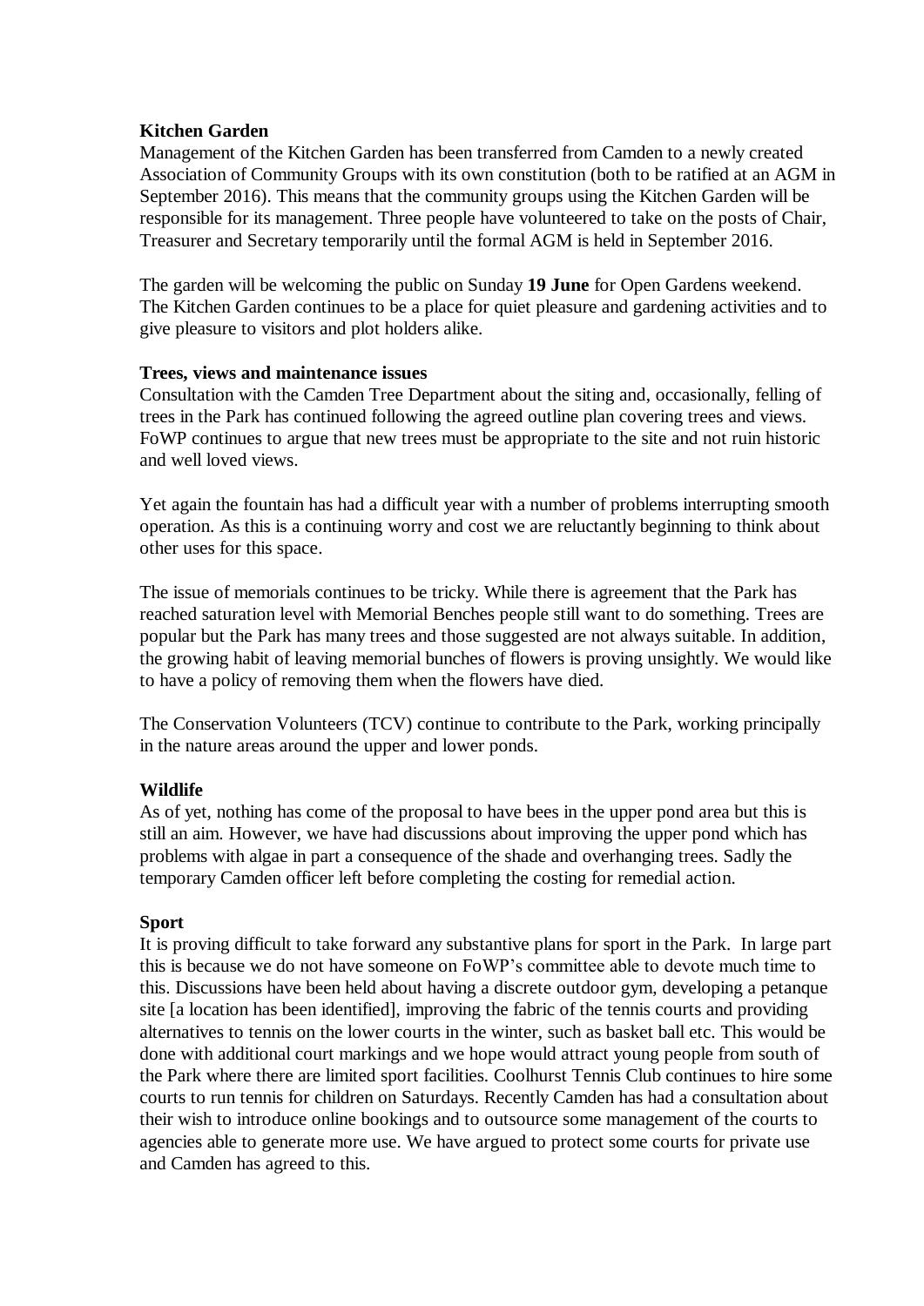**Kitchen Garden**

Management of the Kitchen Garden has been transferred from Camden to a newly created Association of Community Groups with its own constitution (both to be ratified at an AGM in September 2016). This means that the community groups using the Kitchen Garden will be responsible for its management. Three people have volunteered to take on the posts of Chair, Treasurer and Secretary temporarily until the formal AGM is held in September 2016.

The garden will be welcoming the public on Sunday **19 June** for Open Gardens weekend. The Kitchen Garden continues to be a place for quiet pleasure and gardening activities and to give pleasure to visitors and plot holders alike.

**Trees, views and maintenance issues**

Consultation with the Camden Tree Department about the siting and, occasionally, felling of trees in the Park has continued following the agreed outline plan covering trees and views. FoWP continues to argue that new trees must be appropriate to the site and not ruin historic and well loved views.

Yet again the fountain has had a difficult year with a number of problems interrupting smooth operation. As this is a continuing worry and cost we are reluctantly beginning to think about other uses for this space.

The issue of memorials continues to be tricky. While there is agreement that the Park has reached saturation level with Memorial Benches people still want to do something. Trees are popular but the Park has many trees and those suggested are not always suitable. In addition, the growing habit of leaving memorial bunches of flowers is proving unsightly. We would like to have a policy of removing them when the flowers have died.

The Conservation Volunteers (TCV) continue to contribute to the Park, working principally in the nature areas around the upper and lower ponds.

**Wildlife**

As of yet, nothing has come of the proposal to have bees in the upper pond area but this is still an aim. However, we have had discussions about improving the upper pond which has problems with algae in part a consequence of the shade and overhanging trees. Sadly the temporary Camden officer left before completing the costing for remedial action.

**Sport**

It is proving difficult to take forward any substantive plans for sport in the Park. In large part this is because we do not have someone on FoWP's committee able to devote much time to this. Discussions have been held about having a discrete outdoor gym, developing a petanque site [a location has been identified], improving the fabric of the tennis courts and providing alternatives to tennis on the lower courts in the winter, such as basket ball etc. This would be done with additional court markings and we hope would attract young people from south of the Park where there are limited sport facilities. Coolhurst Tennis Club continues to hire some courts to run tennis for children on Saturdays. Recently Camden has had a consultation about their wish to introduce online bookings and to outsource some management of the courts to agencies able to generate more use. We have argued to protect some courts for private use and Camden has agreed to this.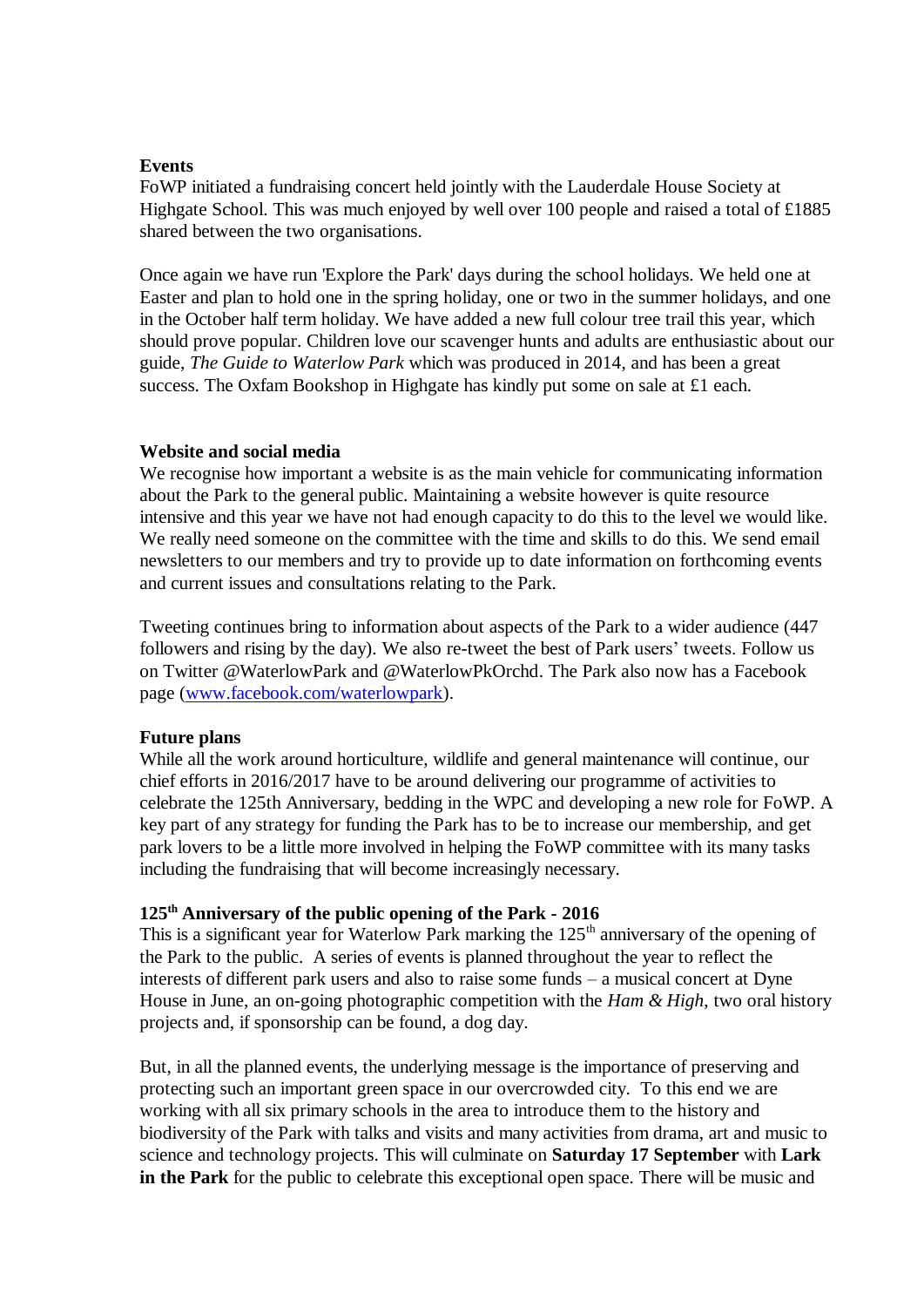**Events**

FoWP initiated a fundraising concert held jointly with the Lauderdale House Society at Highgate School. This was much enjoyed by well over 100 people and raised a total of £1885 shared between the two organisations.

Once again we have run 'Explore the Park' days during the school holidays. We held one at Easter and plan to hold one in the spring holiday, one or two in the summer holidays, and one in the October half term holiday. We have added a new full colour tree trail this year, which should prove popular. Children love our scavenger hunts and adults are enthusiastic about our guide, *The Guide to Waterlow Park* which was produced in 2014, and has been a great success. The Oxfam Bookshop in Highgate has kindly put some on sale at £1 each.

**Website and social media**

We recognise how important a website is as the main vehicle for communicating information about the Park to the general public. Maintaining a website however is quite resource intensive and this year we have not had enough capacity to do this to the level we would like. We really need someone on the committee with the time and skills to do this. We send email newsletters to our members and try to provide up to date information on forthcoming events and current issues and consultations relating to the Park.

Tweeting continues bring to information about aspects of the Park to a wider audience (447 followers and rising by the day). We also re-tweet the best of Park users' tweets. Follow us on Twitter @WaterlowPark and @WaterlowPkOrchd. The Park also now has a Facebook page ([www.facebook.com/waterlowpark](www.facebook.com/waterlowpark)).

**Future plans**

While all the work around horticulture, wildlife and general maintenance will continue, our chief efforts in 2016/2017 have to be around delivering our programme of activities to celebrate the 125th Anniversary, bedding in the WPC and developing a new role for FoWP. A key part of any strategy for funding the Park has to be to increase our membership, and get park lovers to be a little more involved in helping the FoWP committee with its many tasks including the fundraising that will become increasingly necessary.

**125th Anniversary of the public opening of the Park - 2016**

This is a significant year for Waterlow Park marking the 125th anniversary of the opening of the Park to the public. A series of events is planned throughout the year to reflect the interests of different park users and also to raise some funds – a musical concert at Dyne House in June, an on-going photographic competition with the *Ham & High*, two oral history projects and, if sponsorship can be found, a dog day.

But, in all the planned events, the underlying message is the importance of preserving and protecting such an important green space in our overcrowded city. To this end we are working with all six primary schools in the area to introduce them to the history and biodiversity of the Park with talks and visits and many activities from drama, art and music to science and technology projects. This will culminate on **Saturday 17 September** with **Lark in the Park** for the public to celebrate this exceptional open space. There will be music and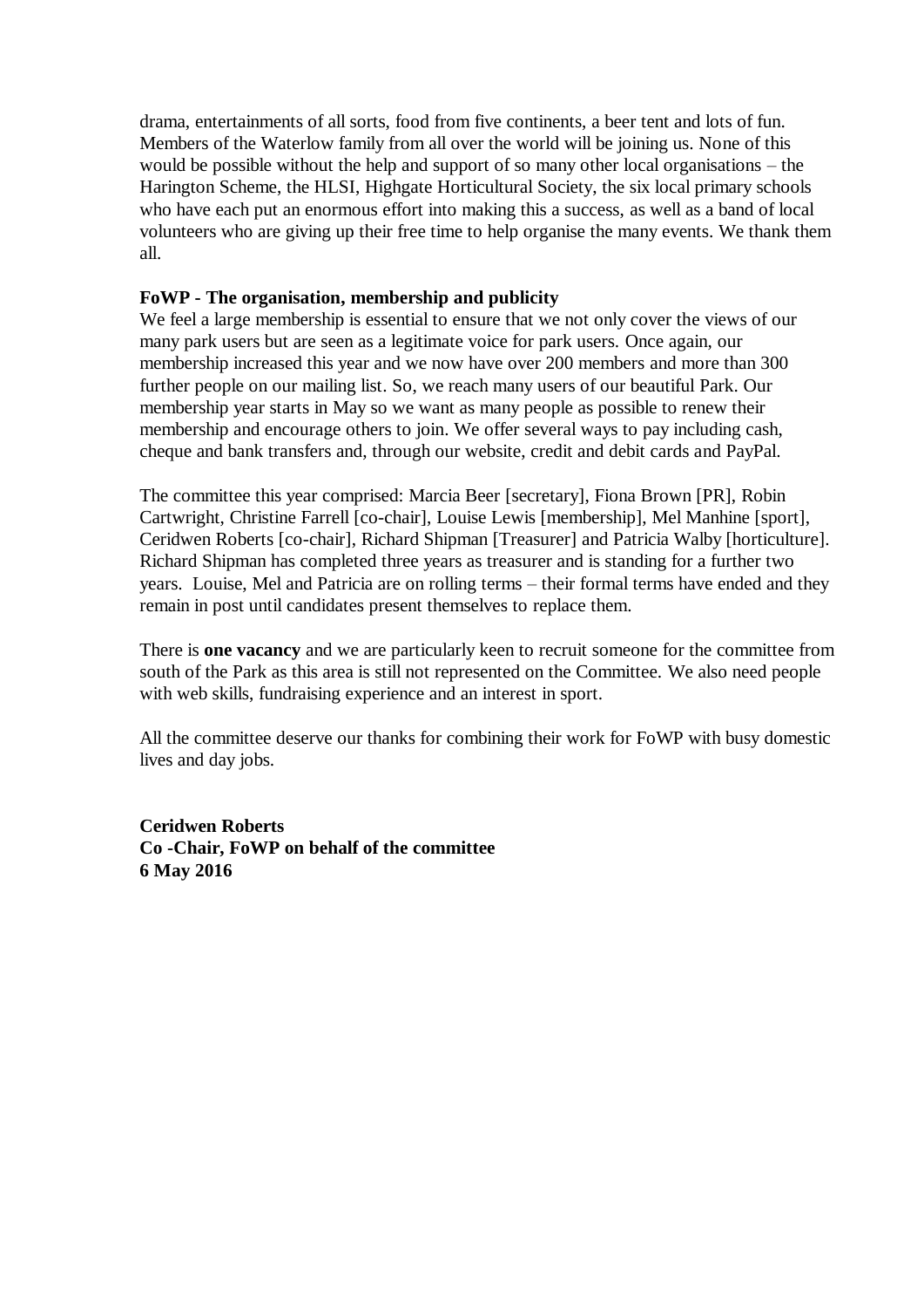drama, entertainments of all sorts, food from five continents, a beer tent and lots of fun. Members of the Waterlow family from all over the world will be joining us. None of this would be possible without the help and support of so many other local organisations – the Harington Scheme, the HLSI, Highgate Horticultural Society, the six local primary schools who have each put an enormous effort into making this a success, as well as a band of local volunteers who are giving up their free time to help organise the many events. We thank them all.

**FoWP - The organisation, membership and publicity**

We feel a large membership is essential to ensure that we not only cover the views of our many park users but are seen as a legitimate voice for park users. Once again, our membership increased this year and we now have over 200 members and more than 300 further people on our mailing list. So, we reach many users of our beautiful Park. Our membership year starts in May so we want as many people as possible to renew their membership and encourage others to join. We offer several ways to pay including cash, cheque and bank transfers and, through our website, credit and debit cards and PayPal.

The committee this year comprised: Marcia Beer [secretary], Fiona Brown [PR], Robin Cartwright, Christine Farrell [co-chair], Louise Lewis [membership], Mel Manhine [sport], Ceridwen Roberts [co-chair], Richard Shipman [Treasurer] and Patricia Walby [horticulture]. Richard Shipman has completed three years as treasurer and is standing for a further two years. Louise, Mel and Patricia are on rolling terms – their formal terms have ended and they remain in post until candidates present themselves to replace them.

There is **one vacancy** and we are particularly keen to recruit someone for the committee from south of the Park as this area is still not represented on the Committee. We also need people with web skills, fundraising experience and an interest in sport.

All the committee deserve our thanks for combining their work for FoWP with busy domestic lives and day jobs.

**Ceridwen Roberts**
**Co -Chair, FoWP on behalf of the committee**
**6 May 2016**